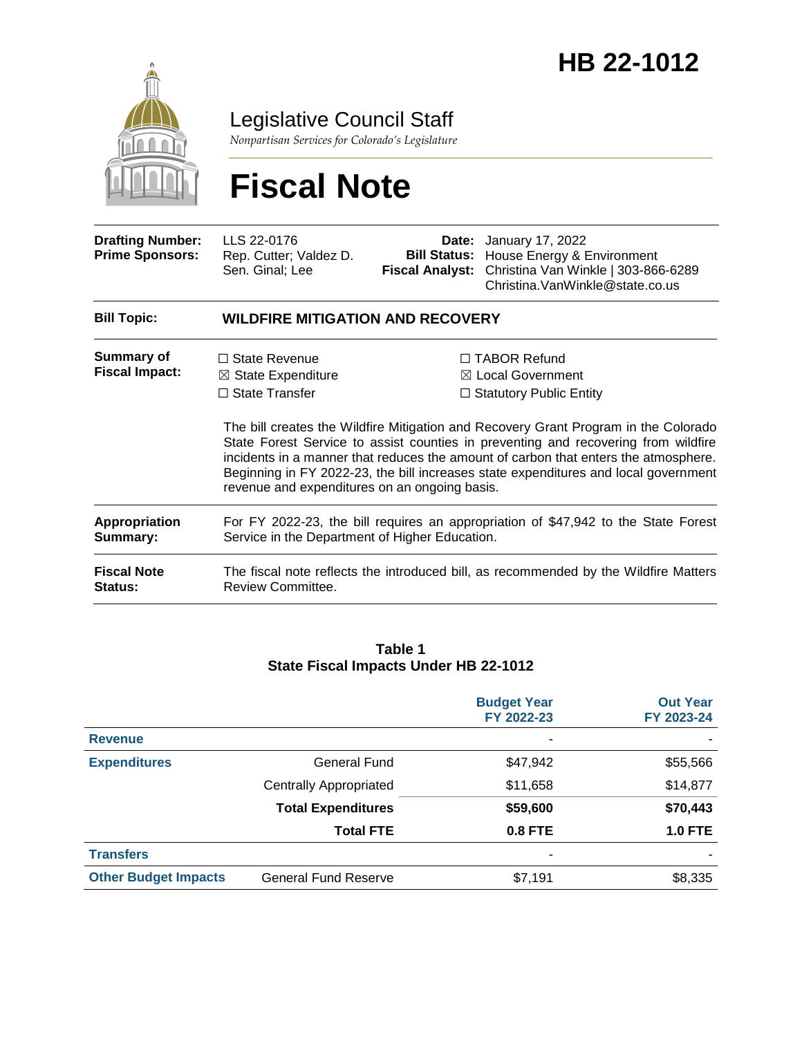# HB 22-1012

Legislative Council Staff

*Nonpartisan Services for Colorado's Legislature*

# Fiscal Note

| | | | |
|---|---|---|---|
| **Drafting Number:** | LLS 22-0176 | **Date:** | January 17, 2022 |
| **Prime Sponsors:** | Rep. Cutter; Valdez D.<br>Sen. Ginal; Lee | **Bill Status:** | House Energy & Environment |
| | | **Fiscal Analyst:** | Christina Van Winkle \| 303-866-6289<br>Christina.VanWinkle@state.co.us |

| | |
|---|---|
| **Bill Topic:** | **WILDFIRE MITIGATION AND RECOVERY** |

**Summary of Fiscal Impact:**

☐ State Revenue
☒ State Expenditure
☐ State Transfer
☐ TABOR Refund
☒ Local Government
☐ Statutory Public Entity

The bill creates the Wildfire Mitigation and Recovery Grant Program in the Colorado State Forest Service to assist counties in preventing and recovering from wildfire incidents in a manner that reduces the amount of carbon that enters the atmosphere. Beginning in FY 2022-23, the bill increases state expenditures and local government revenue and expenditures on an ongoing basis.

**Appropriation Summary:** For FY 2022-23, the bill requires an appropriation of $47,942 to the State Forest Service in the Department of Higher Education.

**Fiscal Note Status:** The fiscal note reflects the introduced bill, as recommended by the Wildfire Matters Review Committee.

**Table 1**
**State Fiscal Impacts Under HB 22-1012**

| | | Budget Year FY 2022-23 | Out Year FY 2023-24 |
|---|---|---|---|
| **Revenue** | | - | - |
| **Expenditures** | General Fund | $47,942 | $55,566 |
| | Centrally Appropriated | $11,658 | $14,877 |
| | **Total Expenditures** | **$59,600** | **$70,443** |
| | **Total FTE** | **0.8 FTE** | **1.0 FTE** |
| **Transfers** | | - | - |
| **Other Budget Impacts** | General Fund Reserve | $7,191 | $8,335 |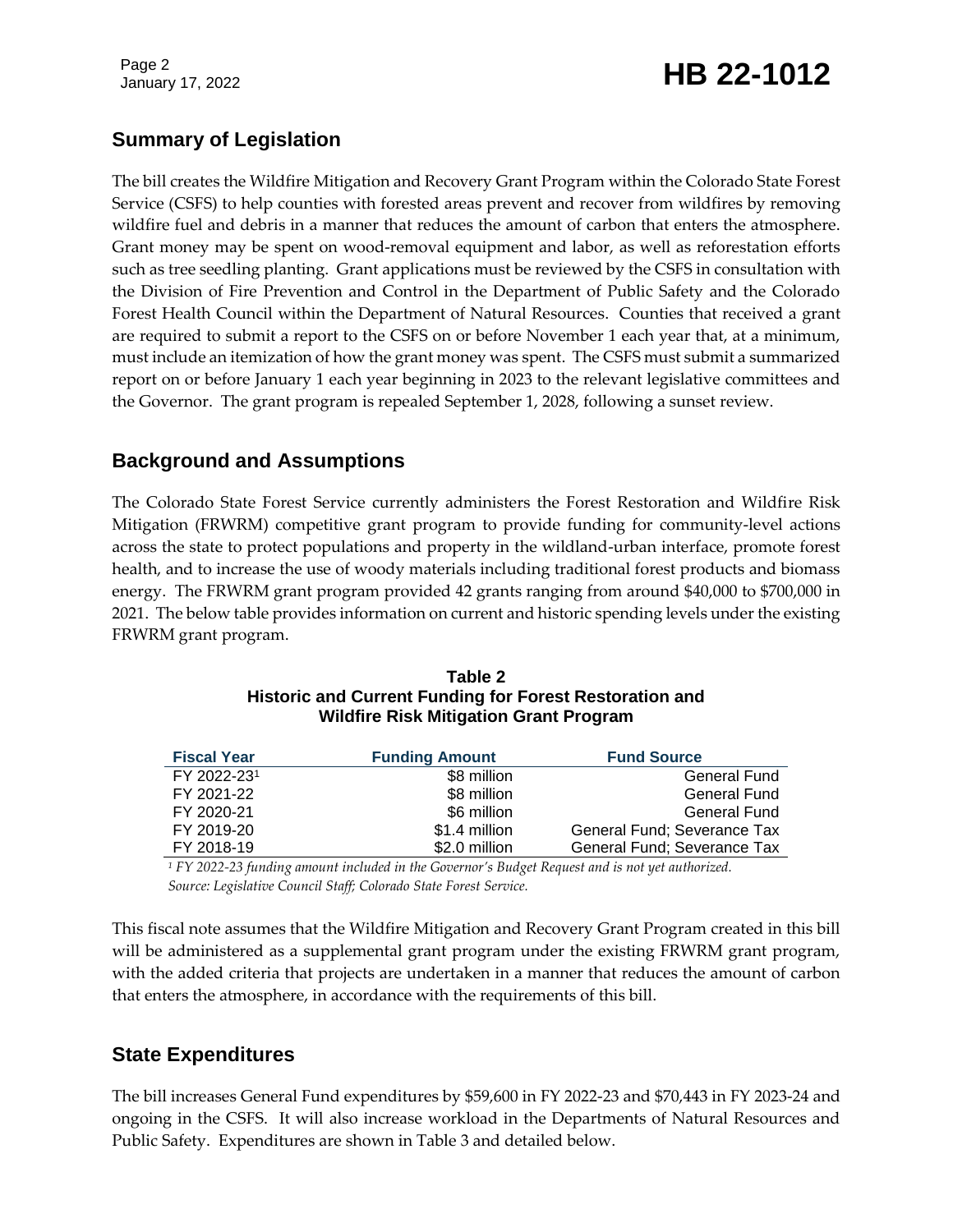## Summary of Legislation

The bill creates the Wildfire Mitigation and Recovery Grant Program within the Colorado State Forest Service (CSFS) to help counties with forested areas prevent and recover from wildfires by removing wildfire fuel and debris in a manner that reduces the amount of carbon that enters the atmosphere. Grant money may be spent on wood-removal equipment and labor, as well as reforestation efforts such as tree seedling planting. Grant applications must be reviewed by the CSFS in consultation with the Division of Fire Prevention and Control in the Department of Public Safety and the Colorado Forest Health Council within the Department of Natural Resources. Counties that received a grant are required to submit a report to the CSFS on or before November 1 each year that, at a minimum, must include an itemization of how the grant money was spent. The CSFS must submit a summarized report on or before January 1 each year beginning in 2023 to the relevant legislative committees and the Governor. The grant program is repealed September 1, 2028, following a sunset review.

## Background and Assumptions

The Colorado State Forest Service currently administers the Forest Restoration and Wildfire Risk Mitigation (FRWRM) competitive grant program to provide funding for community-level actions across the state to protect populations and property in the wildland-urban interface, promote forest health, and to increase the use of woody materials including traditional forest products and biomass energy. The FRWRM grant program provided 42 grants ranging from around $40,000 to $700,000 in 2021. The below table provides information on current and historic spending levels under the existing FRWRM grant program.

**Table 2**
**Historic and Current Funding for Forest Restoration and Wildfire Risk Mitigation Grant Program**

| Fiscal Year | Funding Amount | Fund Source |
|---|---|---|
| FY 2022-23[1] | $8 million | General Fund |
| FY 2021-22 | $8 million | General Fund |
| FY 2020-21 | $6 million | General Fund |
| FY 2019-20 | $1.4 million | General Fund; Severance Tax |
| FY 2018-19 | $2.0 million | General Fund; Severance Tax |

*[1] FY 2022-23 funding amount included in the Governor's Budget Request and is not yet authorized.*
*Source: Legislative Council Staff; Colorado State Forest Service.*

This fiscal note assumes that the Wildfire Mitigation and Recovery Grant Program created in this bill will be administered as a supplemental grant program under the existing FRWRM grant program, with the added criteria that projects are undertaken in a manner that reduces the amount of carbon that enters the atmosphere, in accordance with the requirements of this bill.

## State Expenditures

The bill increases General Fund expenditures by $59,600 in FY 2022-23 and $70,443 in FY 2023-24 and ongoing in the CSFS. It will also increase workload in the Departments of Natural Resources and Public Safety. Expenditures are shown in Table 3 and detailed below.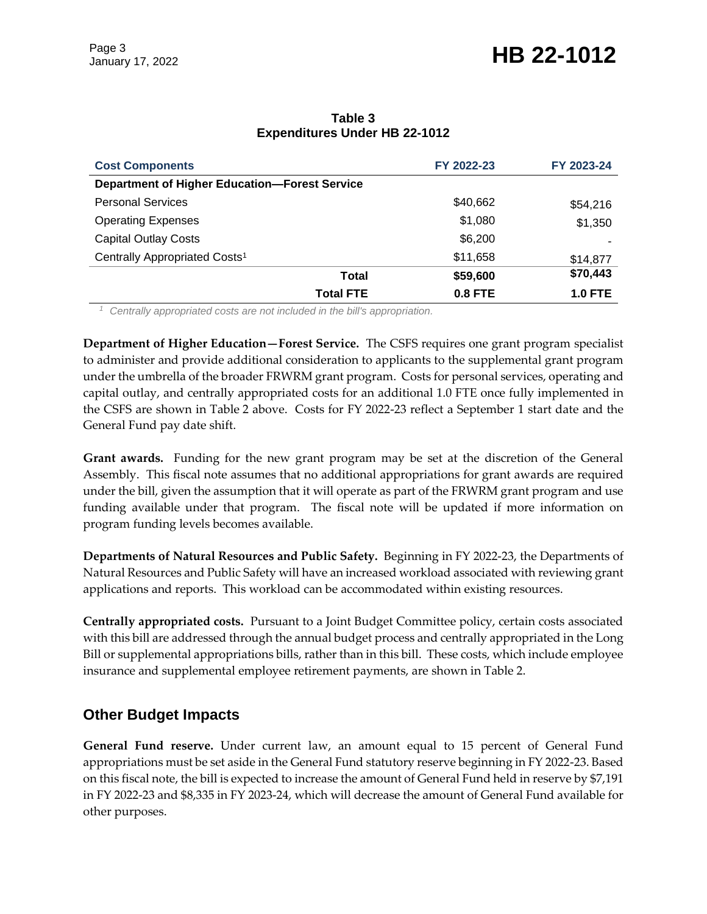**Table 3**
**Expenditures Under HB 22-1012**

| Cost Components | FY 2022-23 | FY 2023-24 |
|---|---|---|
| **Department of Higher Education—Forest Service** | | |
| Personal Services | $40,662 | $54,216 |
| Operating Expenses | $1,080 | $1,350 |
| Capital Outlay Costs | $6,200 | - |
| Centrally Appropriated Costs[1] | $11,658 | $14,877 |
| **Total** | **$59,600** | **$70,443** |
| **Total FTE** | **0.8 FTE** | **1.0 FTE** |

[1] *Centrally appropriated costs are not included in the bill's appropriation.*

**Department of Higher Education—Forest Service.** The CSFS requires one grant program specialist to administer and provide additional consideration to applicants to the supplemental grant program under the umbrella of the broader FRWRM grant program. Costs for personal services, operating and capital outlay, and centrally appropriated costs for an additional 1.0 FTE once fully implemented in the CSFS are shown in Table 2 above. Costs for FY 2022-23 reflect a September 1 start date and the General Fund pay date shift.

**Grant awards.** Funding for the new grant program may be set at the discretion of the General Assembly. This fiscal note assumes that no additional appropriations for grant awards are required under the bill, given the assumption that it will operate as part of the FRWRM grant program and use funding available under that program. The fiscal note will be updated if more information on program funding levels becomes available.

**Departments of Natural Resources and Public Safety.** Beginning in FY 2022-23, the Departments of Natural Resources and Public Safety will have an increased workload associated with reviewing grant applications and reports. This workload can be accommodated within existing resources.

**Centrally appropriated costs.** Pursuant to a Joint Budget Committee policy, certain costs associated with this bill are addressed through the annual budget process and centrally appropriated in the Long Bill or supplemental appropriations bills, rather than in this bill. These costs, which include employee insurance and supplemental employee retirement payments, are shown in Table 2.

## Other Budget Impacts

**General Fund reserve.** Under current law, an amount equal to 15 percent of General Fund appropriations must be set aside in the General Fund statutory reserve beginning in FY 2022-23. Based on this fiscal note, the bill is expected to increase the amount of General Fund held in reserve by $7,191 in FY 2022-23 and $8,335 in FY 2023-24, which will decrease the amount of General Fund available for other purposes.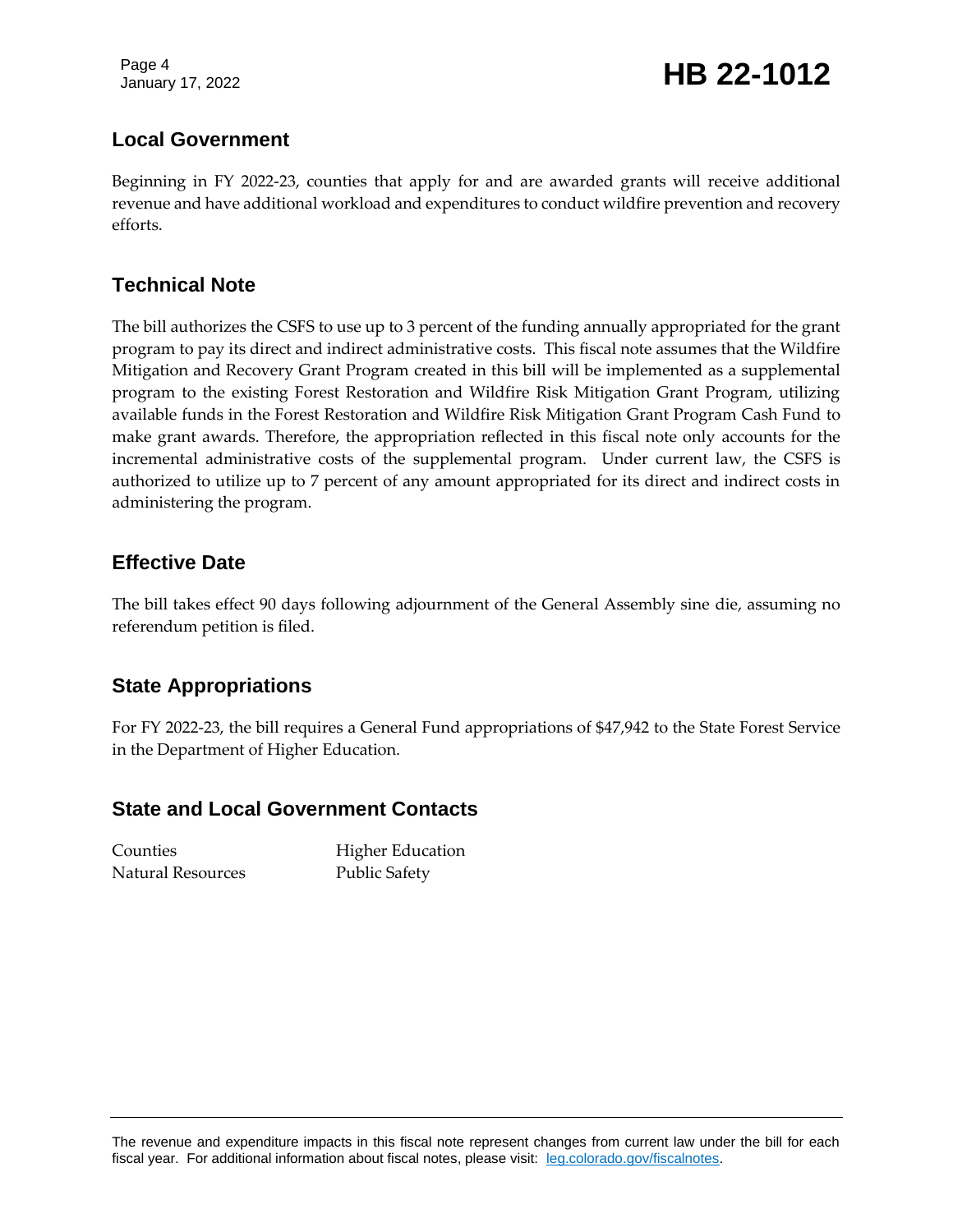## Local Government

Beginning in FY 2022-23, counties that apply for and are awarded grants will receive additional revenue and have additional workload and expenditures to conduct wildfire prevention and recovery efforts.

## Technical Note

The bill authorizes the CSFS to use up to 3 percent of the funding annually appropriated for the grant program to pay its direct and indirect administrative costs. This fiscal note assumes that the Wildfire Mitigation and Recovery Grant Program created in this bill will be implemented as a supplemental program to the existing Forest Restoration and Wildfire Risk Mitigation Grant Program, utilizing available funds in the Forest Restoration and Wildfire Risk Mitigation Grant Program Cash Fund to make grant awards. Therefore, the appropriation reflected in this fiscal note only accounts for the incremental administrative costs of the supplemental program. Under current law, the CSFS is authorized to utilize up to 7 percent of any amount appropriated for its direct and indirect costs in administering the program.

## Effective Date

The bill takes effect 90 days following adjournment of the General Assembly sine die, assuming no referendum petition is filed.

## State Appropriations

For FY 2022-23, the bill requires a General Fund appropriations of $47,942 to the State Forest Service in the Department of Higher Education.

## State and Local Government Contacts

Counties
Higher Education
Natural Resources
Public Safety

The revenue and expenditure impacts in this fiscal note represent changes from current law under the bill for each fiscal year. For additional information about fiscal notes, please visit: leg.colorado.gov/fiscalnotes.